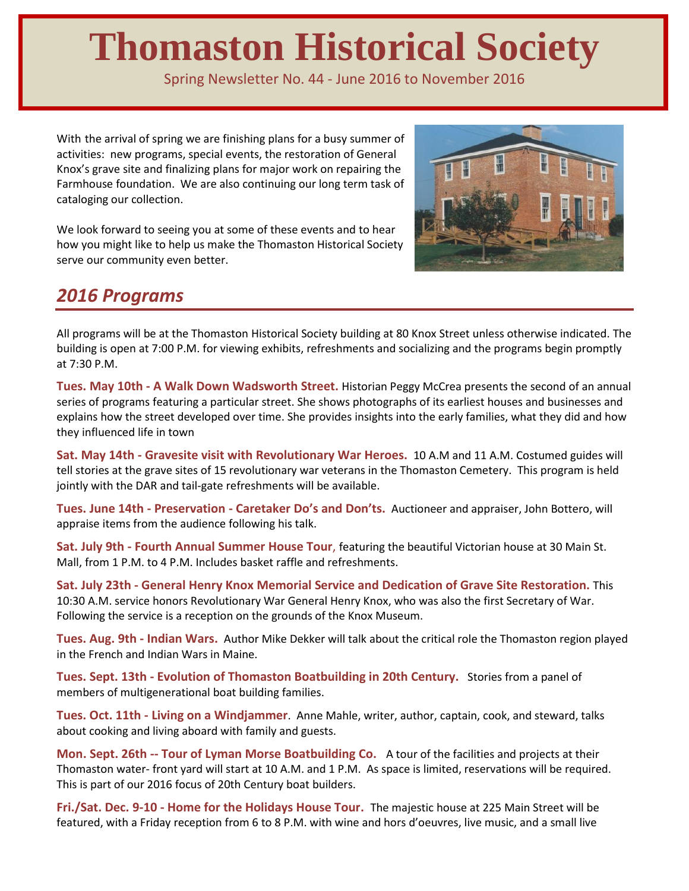# Thomaston Historical Society

Spring Newsletter No. 44 - June 2016 to November 2016

With the arrival of spring we are finishing plans for a busy summer of activities: new programs, special events, the restoration of General Knox's grave site and finalizing plans for major work on repairing the Farmhouse foundation. We are also continuing our long term task of cataloging our collection.

We look forward to seeing you at some of these events and to hear how you might like to help us make the Thomaston Historical Society serve our community even better.

## *2016 Programs*

All programs will be at the Thomaston Historical Society building at 80 Knox Street unless otherwise indicated. The building is open at 7:00 P.M. for viewing exhibits, refreshments and socializing and the programs begin promptly at 7:30 P.M.

**Tues. May 10th - A Walk Down Wadsworth Street.** Historian Peggy McCrea presents the second of an annual series of programs featuring a particular street. She shows photographs of its earliest houses and businesses and explains how the street developed over time. She provides insights into the early families, what they did and how they influenced life in town

**Sat. May 14th - Gravesite visit with Revolutionary War Heroes.** 10 A.M and 11 A.M. Costumed guides will tell stories at the grave sites of 15 revolutionary war veterans in the Thomaston Cemetery. This program is held jointly with the DAR and tail-gate refreshments will be available.

**Tues. June 14th - Preservation - Caretaker Do's and Don'ts.** Auctioneer and appraiser, John Bottero, will appraise items from the audience following his talk.

**Sat. July 9th - Fourth Annual Summer House Tour**, featuring the beautiful Victorian house at 30 Main St. Mall, from 1 P.M. to 4 P.M. Includes basket raffle and refreshments.

**Sat. July 23th - General Henry Knox Memorial Service and Dedication of Grave Site Restoration.** This 10:30 A.M. service honors Revolutionary War General Henry Knox, who was also the first Secretary of War. Following the service is a reception on the grounds of the Knox Museum.

**Tues. Aug. 9th - Indian Wars.** Author Mike Dekker will talk about the critical role the Thomaston region played in the French and Indian Wars in Maine.

**Tues. Sept. 13th - Evolution of Thomaston Boatbuilding in 20th Century.** Stories from a panel of members of multigenerational boat building families.

**Tues. Oct. 11th - Living on a Windjammer**. Anne Mahle, writer, author, captain, cook, and steward, talks about cooking and living aboard with family and guests.

**Mon. Sept. 26th -- Tour of Lyman Morse Boatbuilding Co.** A tour of the facilities and projects at their Thomaston water- front yard will start at 10 A.M. and 1 P.M. As space is limited, reservations will be required. This is part of our 2016 focus of 20th Century boat builders.

**Fri./Sat. Dec. 9-10 - Home for the Holidays House Tour.** The majestic house at 225 Main Street will be featured, with a Friday reception from 6 to 8 P.M. with wine and hors d'oeuvres, live music, and a small live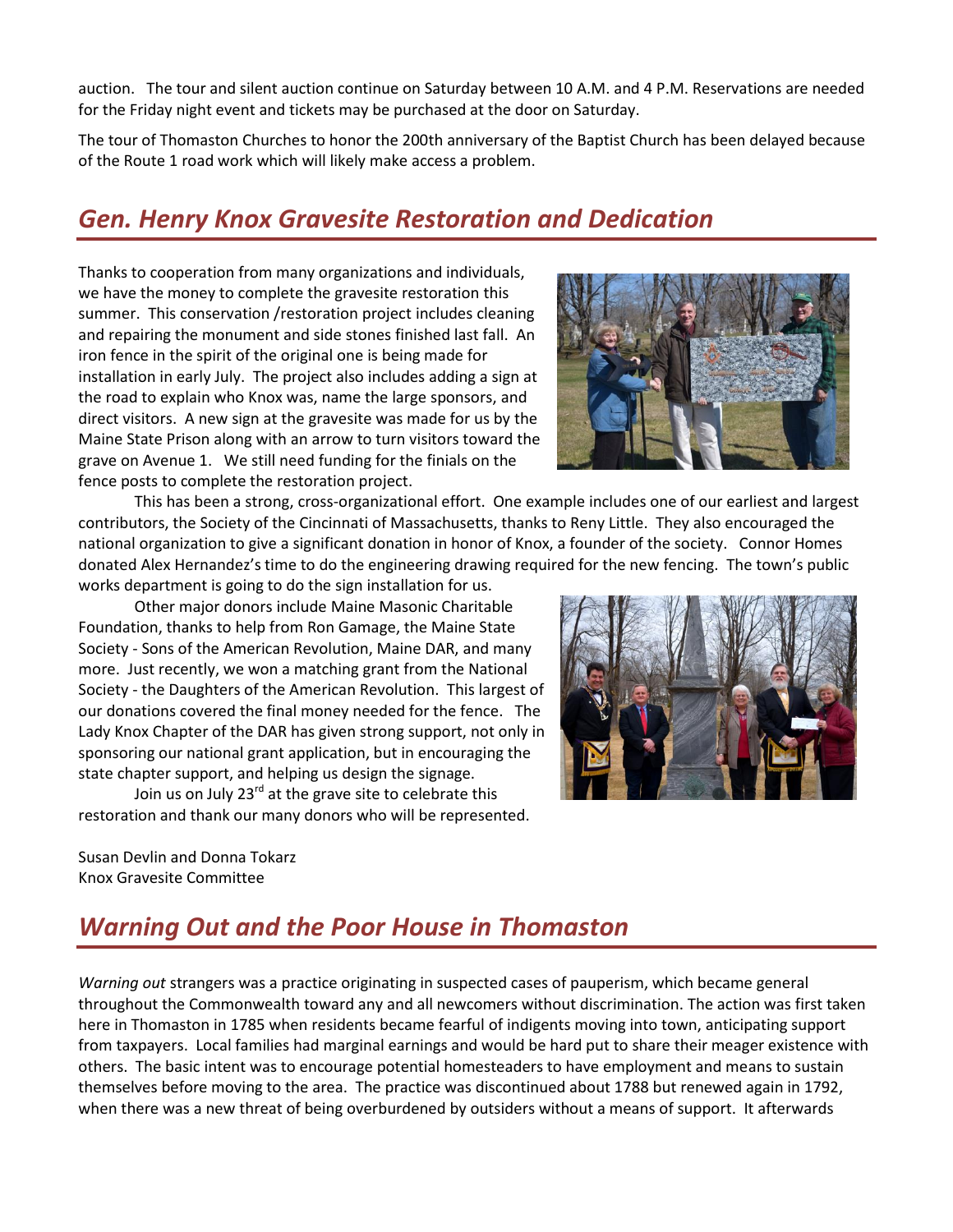auction. The tour and silent auction continue on Saturday between 10 A.M. and 4 P.M. Reservations are needed for the Friday night event and tickets may be purchased at the door on Saturday.

The tour of Thomaston Churches to honor the 200th anniversary of the Baptist Church has been delayed because of the Route 1 road work which will likely make access a problem.

## *Gen. Henry Knox Gravesite Restoration and Dedication*

Thanks to cooperation from many organizations and individuals, we have the money to complete the gravesite restoration this summer. This conservation /restoration project includes cleaning and repairing the monument and side stones finished last fall. An iron fence in the spirit of the original one is being made for installation in early July. The project also includes adding a sign at the road to explain who Knox was, name the large sponsors, and direct visitors. A new sign at the gravesite was made for us by the Maine State Prison along with an arrow to turn visitors toward the grave on Avenue 1. We still need funding for the finials on the fence posts to complete the restoration project.

This has been a strong, cross-organizational effort. One example includes one of our earliest and largest contributors, the Society of the Cincinnati of Massachusetts, thanks to Reny Little. They also encouraged the national organization to give a significant donation in honor of Knox, a founder of the society. Connor Homes donated Alex Hernandez's time to do the engineering drawing required for the new fencing. The town's public works department is going to do the sign installation for us.

Other major donors include Maine Masonic Charitable Foundation, thanks to help from Ron Gamage, the Maine State Society - Sons of the American Revolution, Maine DAR, and many more. Just recently, we won a matching grant from the National Society - the Daughters of the American Revolution. This largest of our donations covered the final money needed for the fence. The Lady Knox Chapter of the DAR has given strong support, not only in sponsoring our national grant application, but in encouraging the state chapter support, and helping us design the signage.

Join us on July 23rd at the grave site to celebrate this restoration and thank our many donors who will be represented.

Susan Devlin and Donna Tokarz
Knox Gravesite Committee

## *Warning Out and the Poor House in Thomaston*

*Warning out* strangers was a practice originating in suspected cases of pauperism, which became general throughout the Commonwealth toward any and all newcomers without discrimination. The action was first taken here in Thomaston in 1785 when residents became fearful of indigents moving into town, anticipating support from taxpayers. Local families had marginal earnings and would be hard put to share their meager existence with others. The basic intent was to encourage potential homesteaders to have employment and means to sustain themselves before moving to the area. The practice was discontinued about 1788 but renewed again in 1792, when there was a new threat of being overburdened by outsiders without a means of support. It afterwards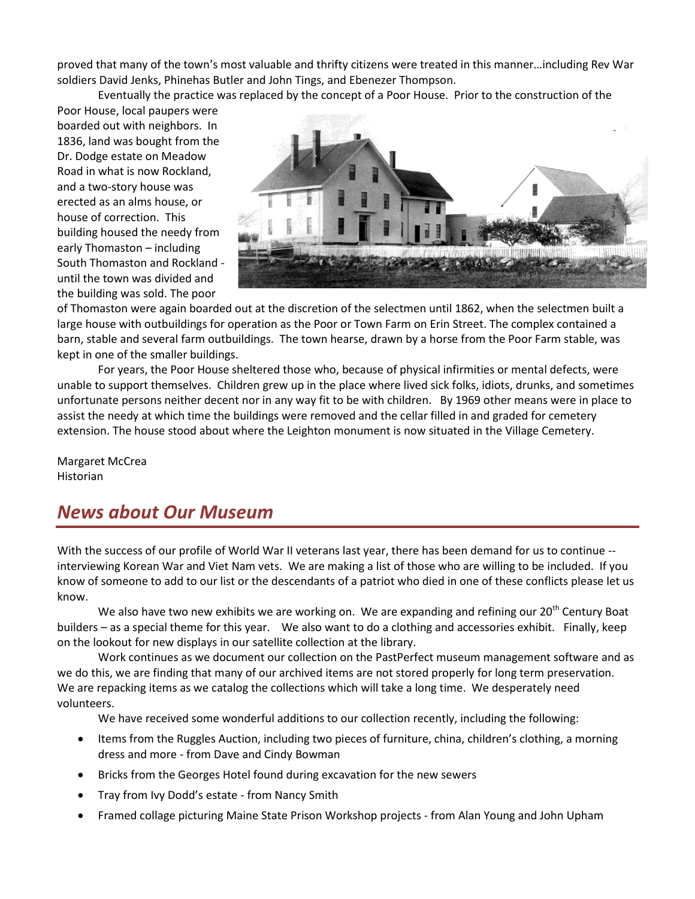proved that many of the town's most valuable and thrifty citizens were treated in this manner…including Rev War soldiers David Jenks, Phinehas Butler and John Tings, and Ebenezer Thompson.

Eventually the practice was replaced by the concept of a Poor House. Prior to the construction of the Poor House, local paupers were boarded out with neighbors. In 1836, land was bought from the Dr. Dodge estate on Meadow Road in what is now Rockland, and a two-story house was erected as an alms house, or house of correction. This building housed the needy from early Thomaston – including South Thomaston and Rockland - until the town was divided and the building was sold. The poor of Thomaston were again boarded out at the discretion of the selectmen until 1862, when the selectmen built a large house with outbuildings for operation as the Poor or Town Farm on Erin Street. The complex contained a barn, stable and several farm outbuildings. The town hearse, drawn by a horse from the Poor Farm stable, was kept in one of the smaller buildings.

For years, the Poor House sheltered those who, because of physical infirmities or mental defects, were unable to support themselves. Children grew up in the place where lived sick folks, idiots, drunks, and sometimes unfortunate persons neither decent nor in any way fit to be with children. By 1969 other means were in place to assist the needy at which time the buildings were removed and the cellar filled in and graded for cemetery extension. The house stood about where the Leighton monument is now situated in the Village Cemetery.

Margaret McCrea
Historian

## *News about Our Museum*

With the success of our profile of World War II veterans last year, there has been demand for us to continue -- interviewing Korean War and Viet Nam vets. We are making a list of those who are willing to be included. If you know of someone to add to our list or the descendants of a patriot who died in one of these conflicts please let us know.

We also have two new exhibits we are working on. We are expanding and refining our 20th Century Boat builders – as a special theme for this year. We also want to do a clothing and accessories exhibit. Finally, keep on the lookout for new displays in our satellite collection at the library.

Work continues as we document our collection on the PastPerfect museum management software and as we do this, we are finding that many of our archived items are not stored properly for long term preservation. We are repacking items as we catalog the collections which will take a long time. We desperately need volunteers.

We have received some wonderful additions to our collection recently, including the following:

- Items from the Ruggles Auction, including two pieces of furniture, china, children's clothing, a morning dress and more - from Dave and Cindy Bowman
- Bricks from the Georges Hotel found during excavation for the new sewers
- Tray from Ivy Dodd's estate - from Nancy Smith
- Framed collage picturing Maine State Prison Workshop projects - from Alan Young and John Upham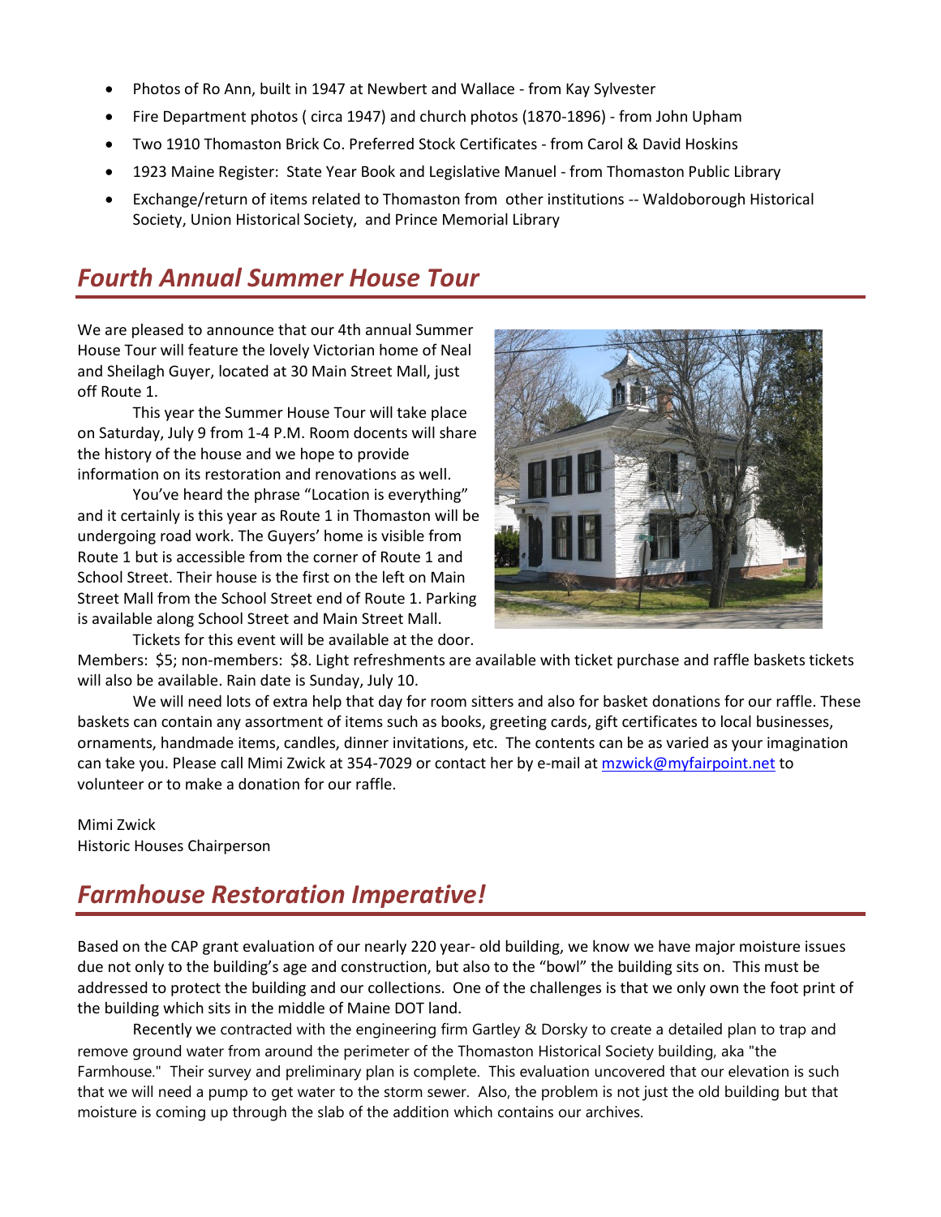- Photos of Ro Ann, built in 1947 at Newbert and Wallace - from Kay Sylvester
- Fire Department photos ( circa 1947) and church photos (1870-1896) - from John Upham
- Two 1910 Thomaston Brick Co. Preferred Stock Certificates - from Carol & David Hoskins
- 1923 Maine Register: State Year Book and Legislative Manuel - from Thomaston Public Library
- Exchange/return of items related to Thomaston from other institutions -- Waldoborough Historical Society, Union Historical Society, and Prince Memorial Library

## *Fourth Annual Summer House Tour*

We are pleased to announce that our 4th annual Summer House Tour will feature the lovely Victorian home of Neal and Sheilagh Guyer, located at 30 Main Street Mall, just off Route 1.

This year the Summer House Tour will take place on Saturday, July 9 from 1-4 P.M. Room docents will share the history of the house and we hope to provide information on its restoration and renovations as well.

You've heard the phrase "Location is everything" and it certainly is this year as Route 1 in Thomaston will be undergoing road work. The Guyers' home is visible from Route 1 but is accessible from the corner of Route 1 and School Street. Their house is the first on the left on Main Street Mall from the School Street end of Route 1. Parking is available along School Street and Main Street Mall.

Tickets for this event will be available at the door. Members: $5; non-members: $8. Light refreshments are available with ticket purchase and raffle baskets tickets will also be available. Rain date is Sunday, July 10.

We will need lots of extra help that day for room sitters and also for basket donations for our raffle. These baskets can contain any assortment of items such as books, greeting cards, gift certificates to local businesses, ornaments, handmade items, candles, dinner invitations, etc. The contents can be as varied as your imagination can take you. Please call Mimi Zwick at 354-7029 or contact her by e-mail at mzwick@myfairpoint.net to volunteer or to make a donation for our raffle.

Mimi Zwick
Historic Houses Chairperson

## *Farmhouse Restoration Imperative!*

Based on the CAP grant evaluation of our nearly 220 year- old building, we know we have major moisture issues due not only to the building's age and construction, but also to the "bowl" the building sits on. This must be addressed to protect the building and our collections. One of the challenges is that we only own the foot print of the building which sits in the middle of Maine DOT land.

Recently we contracted with the engineering firm Gartley & Dorsky to create a detailed plan to trap and remove ground water from around the perimeter of the Thomaston Historical Society building, aka "the Farmhouse." Their survey and preliminary plan is complete. This evaluation uncovered that our elevation is such that we will need a pump to get water to the storm sewer. Also, the problem is not just the old building but that moisture is coming up through the slab of the addition which contains our archives.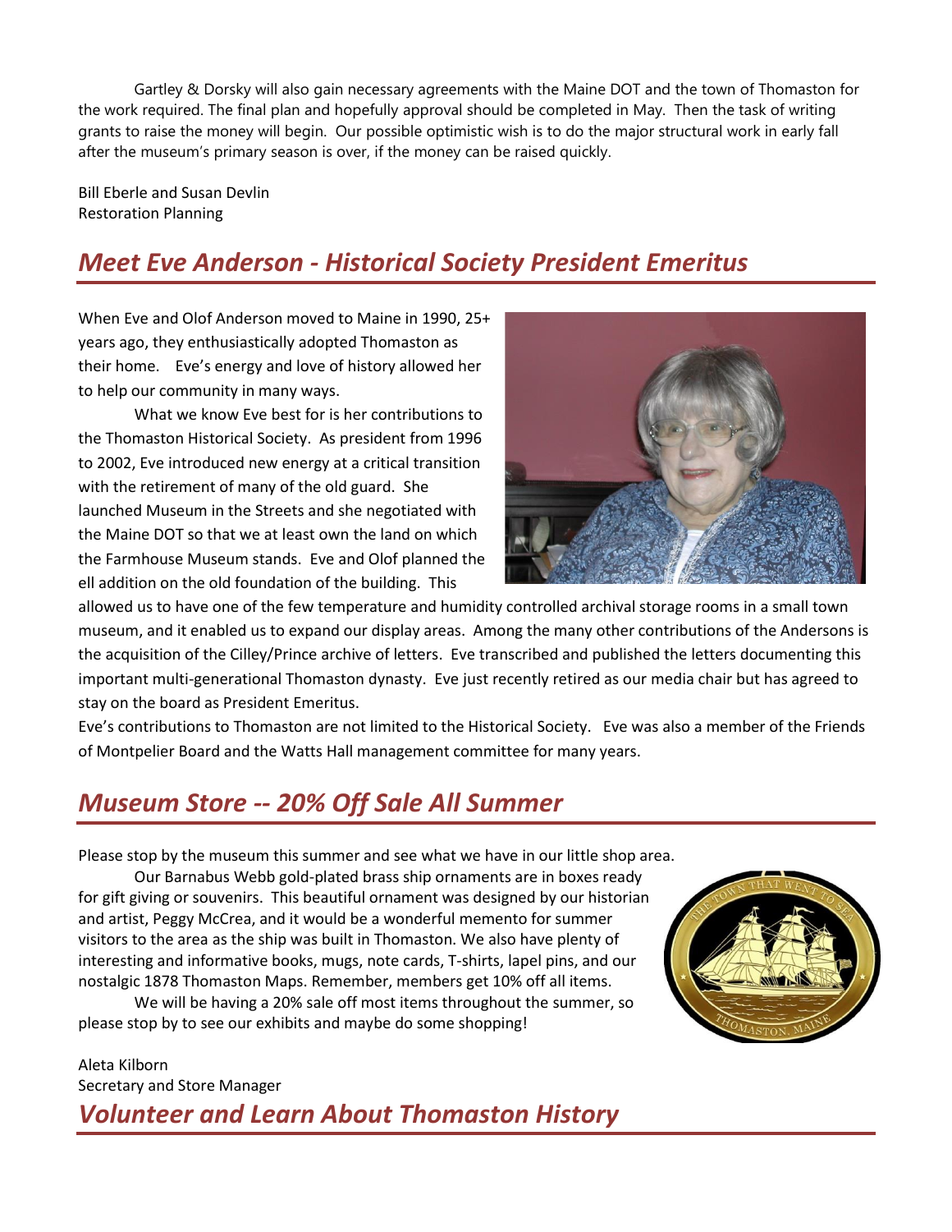Gartley & Dorsky will also gain necessary agreements with the Maine DOT and the town of Thomaston for the work required. The final plan and hopefully approval should be completed in May. Then the task of writing grants to raise the money will begin. Our possible optimistic wish is to do the major structural work in early fall after the museum's primary season is over, if the money can be raised quickly.

Bill Eberle and Susan Devlin
Restoration Planning

## *Meet Eve Anderson - Historical Society President Emeritus*

When Eve and Olof Anderson moved to Maine in 1990, 25+ years ago, they enthusiastically adopted Thomaston as their home. Eve's energy and love of history allowed her to help our community in many ways.

What we know Eve best for is her contributions to the Thomaston Historical Society. As president from 1996 to 2002, Eve introduced new energy at a critical transition with the retirement of many of the old guard. She launched Museum in the Streets and she negotiated with the Maine DOT so that we at least own the land on which the Farmhouse Museum stands. Eve and Olof planned the ell addition on the old foundation of the building. This allowed us to have one of the few temperature and humidity controlled archival storage rooms in a small town museum, and it enabled us to expand our display areas. Among the many other contributions of the Andersons is the acquisition of the Cilley/Prince archive of letters. Eve transcribed and published the letters documenting this important multi-generational Thomaston dynasty. Eve just recently retired as our media chair but has agreed to stay on the board as President Emeritus.

Eve's contributions to Thomaston are not limited to the Historical Society. Eve was also a member of the Friends of Montpelier Board and the Watts Hall management committee for many years.

## *Museum Store -- 20% Off Sale All Summer*

Please stop by the museum this summer and see what we have in our little shop area.

Our Barnabus Webb gold-plated brass ship ornaments are in boxes ready for gift giving or souvenirs. This beautiful ornament was designed by our historian and artist, Peggy McCrea, and it would be a wonderful memento for summer visitors to the area as the ship was built in Thomaston. We also have plenty of interesting and informative books, mugs, note cards, T-shirts, lapel pins, and our nostalgic 1878 Thomaston Maps. Remember, members get 10% off all items.

We will be having a 20% sale off most items throughout the summer, so please stop by to see our exhibits and maybe do some shopping!

Aleta Kilborn
Secretary and Store Manager

## *Volunteer and Learn About Thomaston History*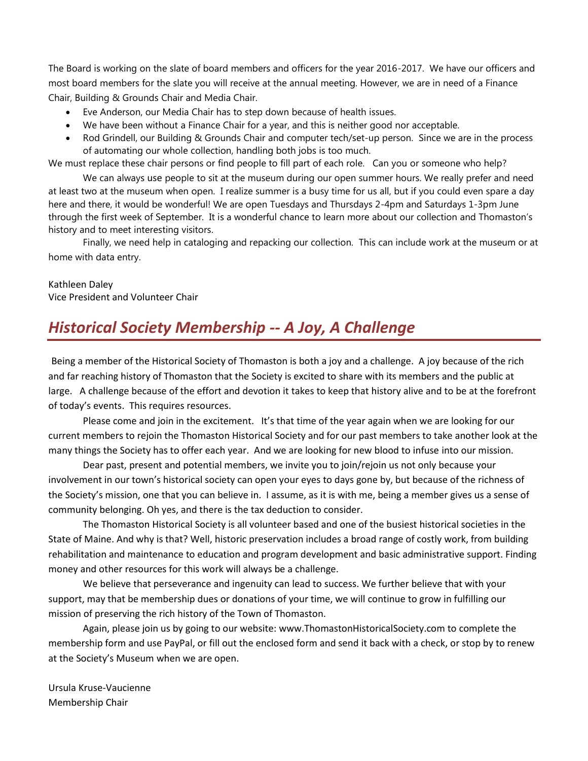The Board is working on the slate of board members and officers for the year 2016-2017. We have our officers and most board members for the slate you will receive at the annual meeting. However, we are in need of a Finance Chair, Building & Grounds Chair and Media Chair.

- Eve Anderson, our Media Chair has to step down because of health issues.
- We have been without a Finance Chair for a year, and this is neither good nor acceptable.
- Rod Grindell, our Building & Grounds Chair and computer tech/set-up person. Since we are in the process of automating our whole collection, handling both jobs is too much.

We must replace these chair persons or find people to fill part of each role. Can you or someone who help?

We can always use people to sit at the museum during our open summer hours. We really prefer and need at least two at the museum when open. I realize summer is a busy time for us all, but if you could even spare a day here and there, it would be wonderful! We are open Tuesdays and Thursdays 2-4pm and Saturdays 1-3pm June through the first week of September. It is a wonderful chance to learn more about our collection and Thomaston's history and to meet interesting visitors.

Finally, we need help in cataloging and repacking our collection. This can include work at the museum or at home with data entry.

Kathleen Daley
Vice President and Volunteer Chair

## *Historical Society Membership -- A Joy, A Challenge*

Being a member of the Historical Society of Thomaston is both a joy and a challenge. A joy because of the rich and far reaching history of Thomaston that the Society is excited to share with its members and the public at large. A challenge because of the effort and devotion it takes to keep that history alive and to be at the forefront of today's events. This requires resources.

Please come and join in the excitement. It's that time of the year again when we are looking for our current members to rejoin the Thomaston Historical Society and for our past members to take another look at the many things the Society has to offer each year. And we are looking for new blood to infuse into our mission.

Dear past, present and potential members, we invite you to join/rejoin us not only because your involvement in our town's historical society can open your eyes to days gone by, but because of the richness of the Society's mission, one that you can believe in. I assume, as it is with me, being a member gives us a sense of community belonging. Oh yes, and there is the tax deduction to consider.

The Thomaston Historical Society is all volunteer based and one of the busiest historical societies in the State of Maine. And why is that? Well, historic preservation includes a broad range of costly work, from building rehabilitation and maintenance to education and program development and basic administrative support. Finding money and other resources for this work will always be a challenge.

We believe that perseverance and ingenuity can lead to success. We further believe that with your support, may that be membership dues or donations of your time, we will continue to grow in fulfilling our mission of preserving the rich history of the Town of Thomaston.

Again, please join us by going to our website: www.ThomastonHistoricalSociety.com to complete the membership form and use PayPal, or fill out the enclosed form and send it back with a check, or stop by to renew at the Society's Museum when we are open.

Ursula Kruse-Vaucienne
Membership Chair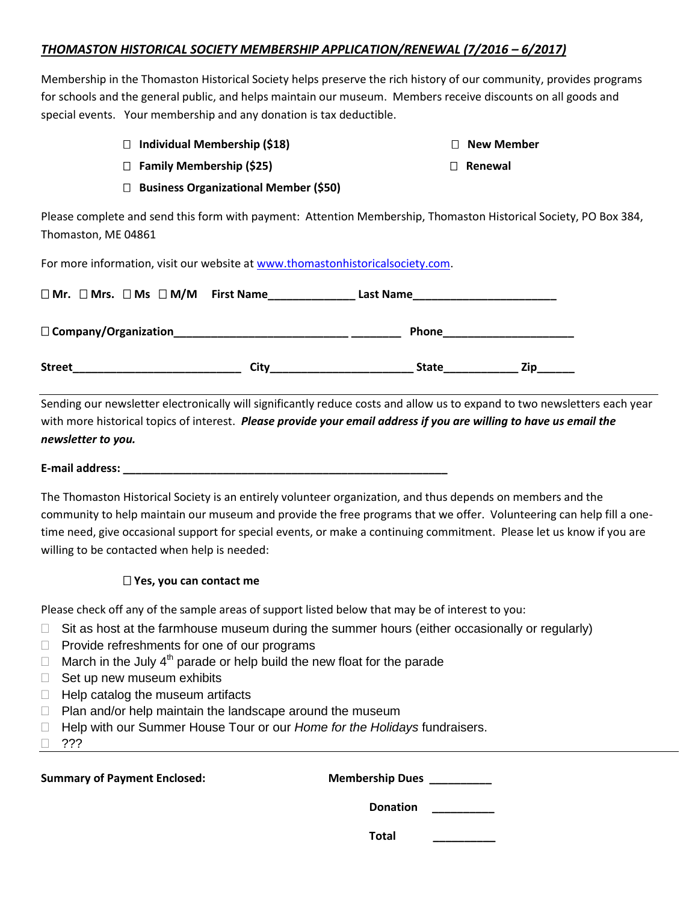***THOMASTON HISTORICAL SOCIETY MEMBERSHIP APPLICATION/RENEWAL (7/2016 – 6/2017)***

Membership in the Thomaston Historical Society helps preserve the rich history of our community, provides programs for schools and the general public, and helps maintain our museum. Members receive discounts on all goods and special events. Your membership and any donation is tax deductible.

- ☐ **Individual Membership ($18)**
- ☐ **Family Membership ($25)**
- ☐ **Business Organizational Member ($50)**

- ☐ **New Member**
- ☐ **Renewal**

Please complete and send this form with payment: Attention Membership, Thomaston Historical Society, PO Box 384, Thomaston, ME 04861

For more information, visit our website at www.thomastonhistoricalsociety.com.

☐ **Mr.** ☐ **Mrs.** ☐ **Ms** ☐ **M/M** **First Name**______________ **Last Name**_______________________

☐ **Company/Organization**____________________________ ________ **Phone**_____________________

**Street**___________________________ **City**______________________ **State**____________ **Zip**______

---

Sending our newsletter electronically will significantly reduce costs and allow us to expand to two newsletters each year with more historical topics of interest. ***Please provide your email address if you are willing to have us email the newsletter to you.***

**E-mail address:** ______________________________________________________

The Thomaston Historical Society is an entirely volunteer organization, and thus depends on members and the community to help maintain our museum and provide the free programs that we offer. Volunteering can help fill a one-time need, give occasional support for special events, or make a continuing commitment. Please let us know if you are willing to be contacted when help is needed:

☐ **Yes, you can contact me**

Please check off any of the sample areas of support listed below that may be of interest to you:

- ☐ Sit as host at the farmhouse museum during the summer hours (either occasionally or regularly)
- ☐ Provide refreshments for one of our programs
- ☐ March in the July 4th parade or help build the new float for the parade
- ☐ Set up new museum exhibits
- ☐ Help catalog the museum artifacts
- ☐ Plan and/or help maintain the landscape around the museum
- ☐ Help with our Summer House Tour or our *Home for the Holidays* fundraisers.
- ☐ ???

---

**Summary of Payment Enclosed:**

**Membership Dues** __________

**Donation** __________

**Total** __________